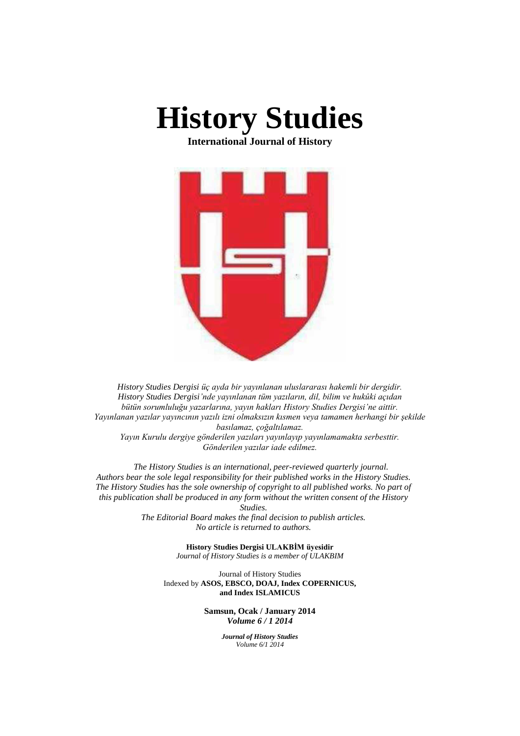# History Studies

**International Journal of History**

*History Studies Dergisi üç ayda bir yayınlanan uluslararası hakemli bir dergidir.*
*History Studies Dergisi'nde yayınlanan tüm yazıların, dil, bilim ve hukûki açıdan bütün sorumluluğu yazarlarına, yayın hakları History Studies Dergisi'ne aittir.*
*Yayınlanan yazılar yayıncının yazılı izni olmaksızın kısmen veya tamamen herhangi bir şekilde basılamaz, çoğaltılamaz.*
*Yayın Kurulu dergiye gönderilen yazıları yayınlayıp yayınlamamakta serbesttir.*
*Gönderilen yazılar iade edilmez.*

*The History Studies is an international, peer-reviewed quarterly journal.*
*Authors bear the sole legal responsibility for their published works in the History Studies.*
*The History Studies has the sole ownership of copyright to all published works. No part of this publication shall be produced in any form without the written consent of the History Studies.*
*The Editorial Board makes the final decision to publish articles.*
*No article is returned to authors.*

**History Studies Dergisi ULAKBİM üyesidir**
*Journal of History Studies is a member of ULAKBIM*

Journal of History Studies
Indexed by **ASOS, EBSCO, DOAJ, Index COPERNICUS, and Index ISLAMICUS**

**Samsun, Ocak / January 2014**
***Volume 6 / 1 2014***

***Journal of History Studies***
*Volume 6/1 2014*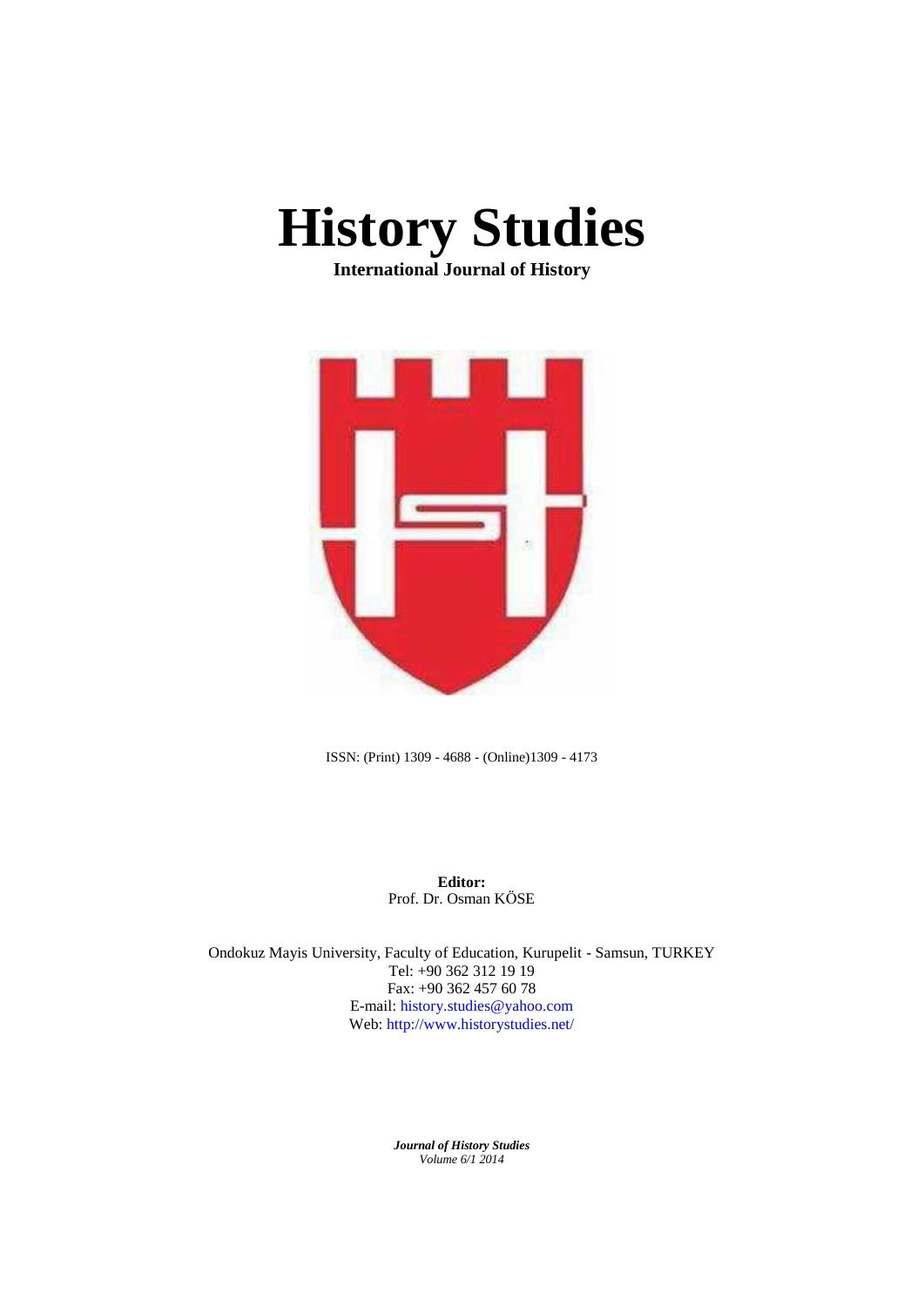# History Studies

**International Journal of History**

ISSN: (Print) 1309 - 4688 - (Online)1309 - 4173

**Editor:**
Prof. Dr. Osman KÖSE

Ondokuz Mayis University, Faculty of Education, Kurupelit - Samsun, TURKEY
Tel: +90 362 312 19 19
Fax: +90 362 457 60 78
E-mail: history.studies@yahoo.com
Web: http://www.historystudies.net/

***Journal of History Studies***
*Volume 6/1 2014*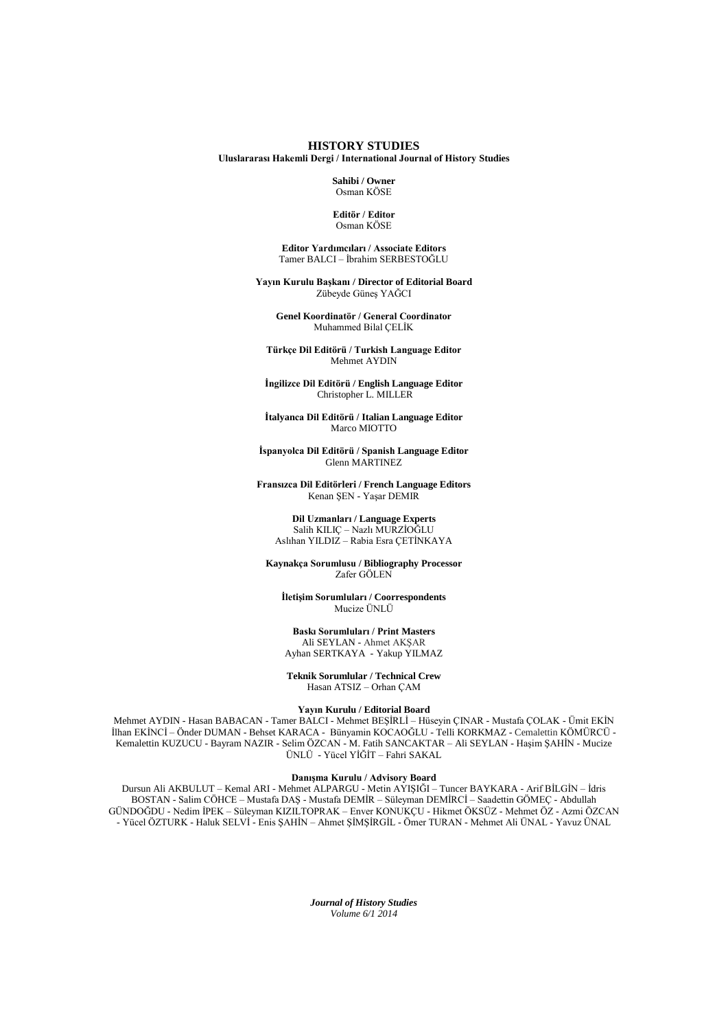# HISTORY STUDIES

**Uluslararası Hakemli Dergi / International Journal of History Studies**

**Sahibi / Owner**
Osman KÖSE

**Editör / Editor**
Osman KÖSE

**Editor Yardımcıları / Associate Editors**
Tamer BALCI – İbrahim SERBESTOĞLU

**Yayın Kurulu Başkanı / Director of Editorial Board**
Zübeyde Güneş YAĞCI

**Genel Koordinatör / General Coordinator**
Muhammed Bilal ÇELİK

**Türkçe Dil Editörü / Turkish Language Editor**
Mehmet AYDIN

**İngilizce Dil Editörü / English Language Editor**
Christopher L. MILLER

**İtalyanca Dil Editörü / Italian Language Editor**
Marco MIOTTO

**İspanyolca Dil Editörü / Spanish Language Editor**
Glenn MARTINEZ

**Fransızca Dil Editörleri / French Language Editors**
Kenan ŞEN - Yaşar DEMIR

**Dil Uzmanları / Language Experts**
Salih KILIÇ – Nazlı MURZİOĞLU
Aslıhan YILDIZ – Rabia Esra ÇETİNKAYA

**Kaynakça Sorumlusu / Bibliography Processor**
Zafer GÖLEN

**İletişim Sorumluları / Coorrespondents**
Mucize ÜNLÜ

**Baskı Sorumluları / Print Masters**
Ali SEYLAN - Ahmet AKŞAR
Ayhan SERTKAYA - Yakup YILMAZ

**Teknik Sorumlular / Technical Crew**
Hasan ATSIZ – Orhan ÇAM

**Yayın Kurulu / Editorial Board**
Mehmet AYDIN - Hasan BABACAN - Tamer BALCI - Mehmet BEŞİRLİ – Hüseyin ÇINAR - Mustafa ÇOLAK - Ümit EKİN İlhan EKİNCİ – Önder DUMAN - Behset KARACA - Bünyamin KOCAOĞLU - Telli KORKMAZ - Cemalettin KÖMÜRCÜ - Kemalettin KUZUCU - Bayram NAZIR - Selim ÖZCAN - M. Fatih SANCAKTAR – Ali SEYLAN - Haşim ŞAHİN - Mucize ÜNLÜ - Yücel YİĞİT – Fahri SAKAL

**Danışma Kurulu / Advisory Board**
Dursun Ali AKBULUT – Kemal ARI - Mehmet ALPARGU - Metin AYIŞIĞI – Tuncer BAYKARA - Arif BİLGİN – İdris BOSTAN - Salim CÖHCE – Mustafa DAŞ - Mustafa DEMİR – Süleyman DEMİRCİ – Saadettin GÖMEÇ - Abdullah GÜNDOĞDU - Nedim İPEK – Süleyman KIZILTOPRAK – Enver KONUKÇU - Hikmet ÖKSÜZ - Mehmet ÖZ - Azmi ÖZCAN - Yücel ÖZTURK - Haluk SELVİ - Enis ŞAHİN – Ahmet ŞİMŞİRGİL - Ömer TURAN - Mehmet Ali ÜNAL - Yavuz ÜNAL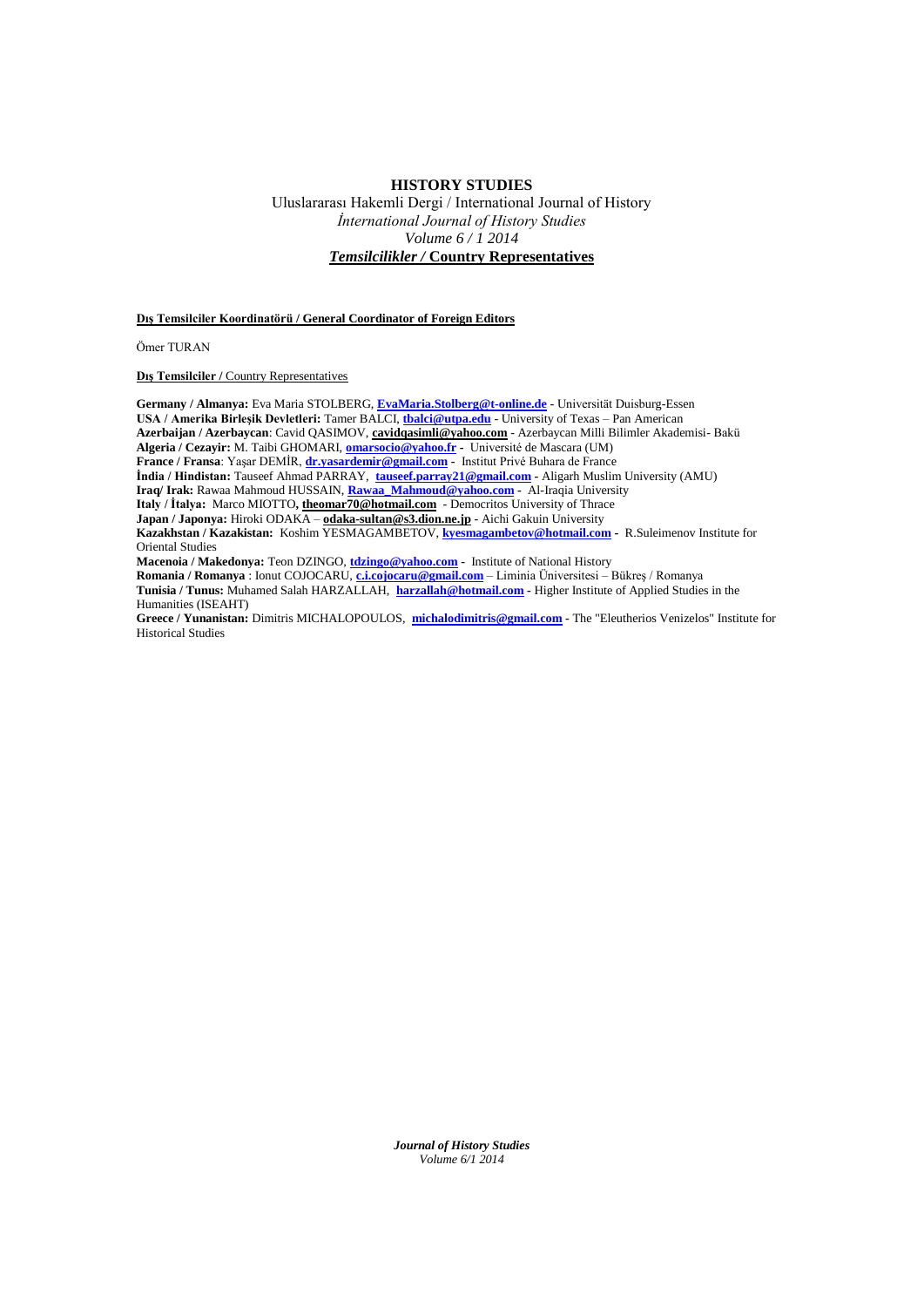# HISTORY STUDIES

Uluslararası Hakemli Dergi / International Journal of History

*İnternational Journal of History Studies*

*Volume 6 / 1 2014*

## ***Temsilcilikler /* Country Representatives**

**Dış Temsilciler Koordinatörü / General Coordinator of Foreign Editors**

Ömer TURAN

**Dış Temsilciler /** Country Representatives

**Germany / Almanya:** Eva Maria STOLBERG, **EvaMaria.Stolberg@t-online.de** - Universität Duisburg-Essen
**USA / Amerika Birleşik Devletleri:** Tamer BALCI, **tbalci@utpa.edu** - University of Texas – Pan American
**Azerbaijan / Azerbaycan**: Cavid QASIMOV, **cavidqasimli@yahoo.com** - Azerbaycan Milli Bilimler Akademisi- Bakü
**Algeria / Cezayir:** M. Taibi GHOMARI, **omarsocio@yahoo.fr** - Université de Mascara (UM)
**France / Fransa**: Yaşar DEMİR, **dr.yasardemir@gmail.com** - Institut Privé Buhara de France
**İndia / Hindistan:** Tauseef Ahmad PARRAY, **tauseef.parray21@gmail.com** - Aligarh Muslim University (AMU)
**Iraq/ Irak:** Rawaa Mahmoud HUSSAIN, **Rawaa_Mahmoud@yahoo.com** - Al-Iraqia University
**Italy / İtalya:** Marco MIOTTO**, theomar70@hotmail.com** - Democritos University of Thrace
**Japan / Japonya:** Hiroki ODAKA – **odaka-sultan@s3.dion.ne.jp** - Aichi Gakuin University
**Kazakhstan / Kazakistan:** Koshim YESMAGAMBETOV, **kyesmagambetov@hotmail.com** - R.Suleimenov Institute for Oriental Studies
**Macenoia / Makedonya:** Teon DZINGO, **tdzingo@yahoo.com** - Institute of National History
**Romania / Romanya** : Ionut COJOCARU, **c.i.cojocaru@gmail.com** – Liminia Üniversitesi – Bükreş / Romanya
**Tunisia / Tunus:** Muhamed Salah HARZALLAH, **harzallah@hotmail.com** - Higher Institute of Applied Studies in the Humanities (ISEAHT)
**Greece / Yunanistan:** Dimitris MICHALOPOULOS, **michalodimitris@gmail.com** - The "Eleutherios Venizelos" Institute for Historical Studies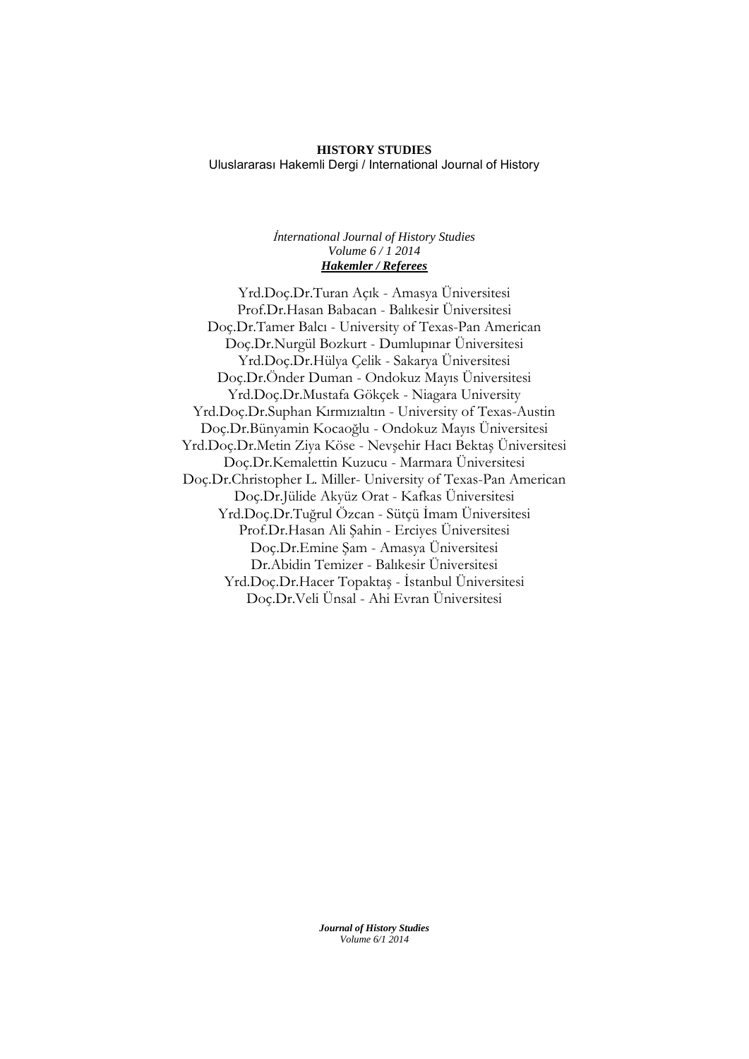**HISTORY STUDIES**

Uluslararası Hakemli Dergi / International Journal of History

*İnternational Journal of History Studies*
*Volume 6 / 1 2014*

***Hakemler / Referees***

Yrd.Doç.Dr.Turan Açık - Amasya Üniversitesi
Prof.Dr.Hasan Babacan - Balıkesir Üniversitesi
Doç.Dr.Tamer Balcı - University of Texas-Pan American
Doç.Dr.Nurgül Bozkurt - Dumlupınar Üniversitesi
Yrd.Doç.Dr.Hülya Çelik - Sakarya Üniversitesi
Doç.Dr.Önder Duman - Ondokuz Mayıs Üniversitesi
Yrd.Doç.Dr.Mustafa Gökçek - Niagara University
Yrd.Doç.Dr.Suphan Kırmızıaltın - University of Texas-Austin
Doç.Dr.Bünyamin Kocaoğlu - Ondokuz Mayıs Üniversitesi
Yrd.Doç.Dr.Metin Ziya Köse - Nevşehir Hacı Bektaş Üniversitesi
Doç.Dr.Kemalettin Kuzucu - Marmara Üniversitesi
Doç.Dr.Christopher L. Miller- University of Texas-Pan American
Doç.Dr.Jülide Akyüz Orat - Kafkas Üniversitesi
Yrd.Doç.Dr.Tuğrul Özcan - Sütçü İmam Üniversitesi
Prof.Dr.Hasan Ali Şahin - Erciyes Üniversitesi
Doç.Dr.Emine Şam - Amasya Üniversitesi
Dr.Abidin Temizer - Balıkesir Üniversitesi
Yrd.Doç.Dr.Hacer Topaktaş - İstanbul Üniversitesi
Doç.Dr.Veli Ünsal - Ahi Evran Üniversitesi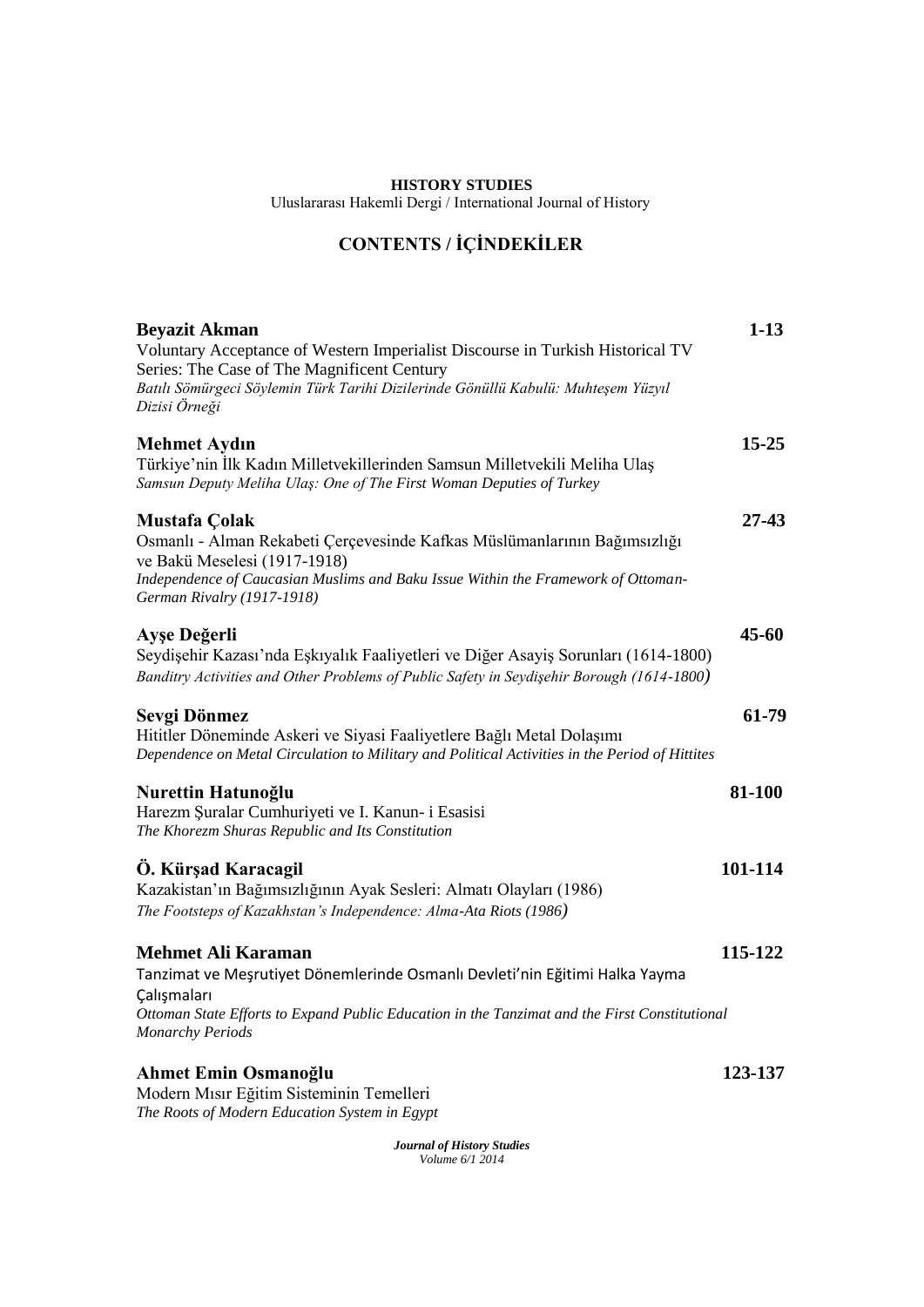**HISTORY STUDIES**

Uluslararası Hakemli Dergi / International Journal of History

## CONTENTS / İÇİNDEKİLER

**Beyazit Akman** **1-13**
Voluntary Acceptance of Western Imperialist Discourse in Turkish Historical TV Series: The Case of The Magnificent Century
*Batılı Sömürgeci Söylemin Türk Tarihi Dizilerinde Gönüllü Kabulü: Muhteşem Yüzyıl Dizisi Örneği*

**Mehmet Aydın** **15-25**
Türkiye'nin İlk Kadın Milletvekillerinden Samsun Milletvekili Meliha Ulaş
*Samsun Deputy Meliha Ulaş: One of The First Woman Deputies of Turkey*

**Mustafa Çolak** **27-43**
Osmanlı - Alman Rekabeti Çerçevesinde Kafkas Müslümanlarının Bağımsızlığı ve Bakü Meselesi (1917-1918)
*Independence of Caucasian Muslims and Baku Issue Within the Framework of Ottoman-German Rivalry (1917-1918)*

**Ayşe Değerli** **45-60**
Seydişehir Kazası'nda Eşkıyalık Faaliyetleri ve Diğer Asayiş Sorunları (1614-1800)
*Banditry Activities and Other Problems of Public Safety in Seydişehir Borough (1614-1800)*

**Sevgi Dönmez** **61-79**
Hititler Döneminde Askeri ve Siyasi Faaliyetlere Bağlı Metal Dolaşımı
*Dependence on Metal Circulation to Military and Political Activities in the Period of Hittites*

**Nurettin Hatunoğlu** **81-100**
Harezm Şuralar Cumhuriyeti ve I. Kanun- i Esasisi
*The Khorezm Shuras Republic and Its Constitution*

**Ö. Kürşad Karacagil** **101-114**
Kazakistan'ın Bağımsızlığının Ayak Sesleri: Almatı Olayları (1986)
*The Footsteps of Kazakhstan's Independence: Alma-Ata Riots (1986)*

**Mehmet Ali Karaman** **115-122**
Tanzimat ve Meşrutiyet Dönemlerinde Osmanlı Devleti'nin Eğitimi Halka Yayma Çalışmaları
*Ottoman State Efforts to Expand Public Education in the Tanzimat and the First Constitutional Monarchy Periods*

**Ahmet Emin Osmanoğlu** **123-137**
Modern Mısır Eğitim Sisteminin Temelleri
*The Roots of Modern Education System in Egypt*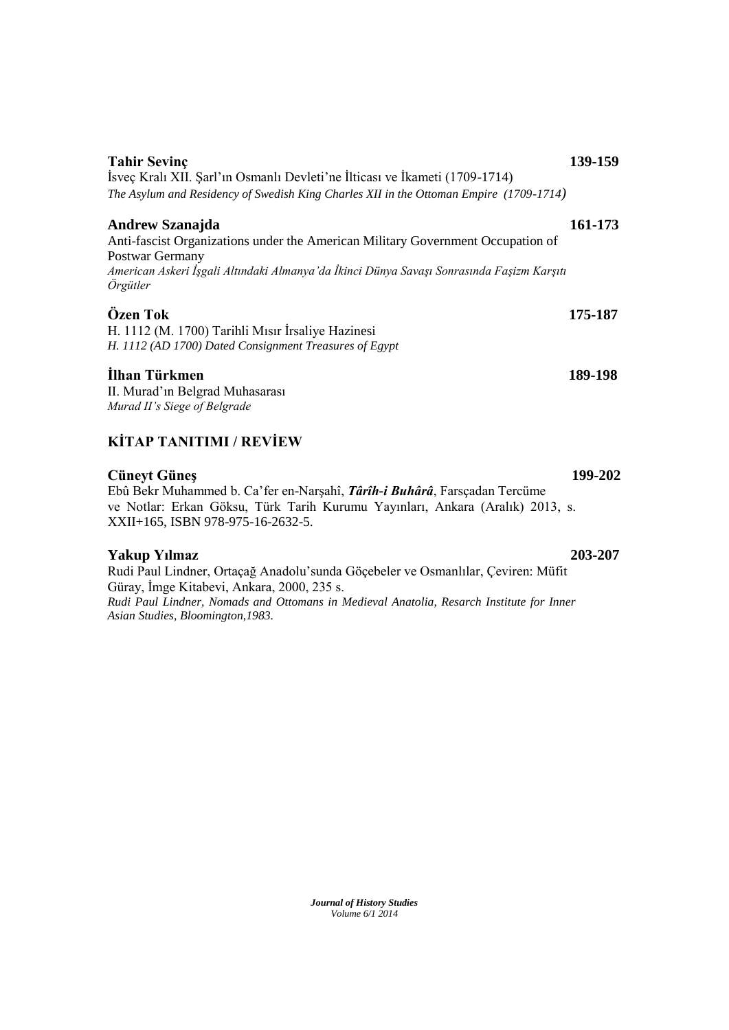**Tahir Sevinç** 139-159

İsveç Kralı XII. Şarl'ın Osmanlı Devleti'ne İlticası ve İkameti (1709-1714)

*The Asylum and Residency of Swedish King Charles XII in the Ottoman Empire (1709-1714)*

**Andrew Szanajda** 161-173

Anti-fascist Organizations under the American Military Government Occupation of Postwar Germany

*American Askeri İşgali Altındaki Almanya'da İkinci Dünya Savaşı Sonrasında Faşizm Karşıtı Örgütler*

**Özen Tok** 175-187

H. 1112 (M. 1700) Tarihli Mısır İrsaliye Hazinesi

*H. 1112 (AD 1700) Dated Consignment Treasures of Egypt*

**İlhan Türkmen** 189-198

II. Murad'ın Belgrad Muhasarası

*Murad II's Siege of Belgrade*

## KİTAP TANITIMI / REVİEW

**Cüneyt Güneş** 199-202

Ebû Bekr Muhammed b. Ca'fer en-Narşahî, ***Târîh-i Buhârâ***, Farsçadan Tercüme ve Notlar: Erkan Göksu, Türk Tarih Kurumu Yayınları, Ankara (Aralık) 2013, s. XXII+165, ISBN 978-975-16-2632-5.

**Yakup Yılmaz** 203-207

Rudi Paul Lindner, Ortaçağ Anadolu'sunda Göçebeler ve Osmanlılar, Çeviren: Müfit Güray, İmge Kitabevi, Ankara, 2000, 235 s.

*Rudi Paul Lindner, Nomads and Ottomans in Medieval Anatolia, Resarch Institute for Inner Asian Studies, Bloomington,1983.*